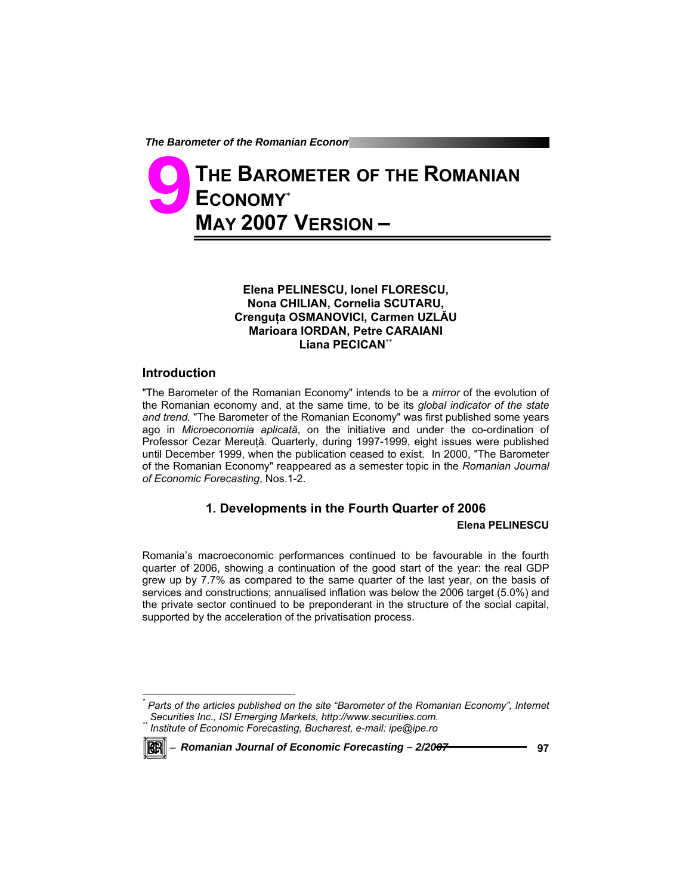# 9 THE BAROMETER OF THE ROMANIAN ECONOMY[*] MAY 2007 VERSION –

**Elena PELINESCU, Ionel FLORESCU, Nona CHILIAN, Cornelia SCUTARU, Crenguța OSMANOVICI, Carmen UZLĂU Marioara IORDAN, Petre CARAIANI Liana PECICAN**[**]

## Introduction

"The Barometer of the Romanian Economy" intends to be a *mirror* of the evolution of the Romanian economy and, at the same time, to be its *global indicator of the state and trend.* "The Barometer of the Romanian Economy" was first published some years ago in *Microeconomia aplicată*, on the initiative and under the co-ordination of Professor Cezar Mereuță. Quarterly, during 1997-1999, eight issues were published until December 1999, when the publication ceased to exist. In 2000, "The Barometer of the Romanian Economy" reappeared as a semester topic in the *Romanian Journal of Economic Forecasting*, Nos.1-2.

## 1. Developments in the Fourth Quarter of 2006

**Elena PELINESCU**

Romania's macroeconomic performances continued to be favourable in the fourth quarter of 2006, showing a continuation of the good start of the year: the real GDP grew up by 7.7% as compared to the same quarter of the last year, on the basis of services and constructions; annualised inflation was below the 2006 target (5.0%) and the private sector continued to be preponderant in the structure of the social capital, supported by the acceleration of the privatisation process.

---

[*] *Parts of the articles published on the site "Barometer of the Romanian Economy", Internet Securities Inc., ISI Emerging Markets, http://www.securities.com.*

[**] *Institute of Economic Forecasting, Bucharest, e-mail: ipe@ipe.ro*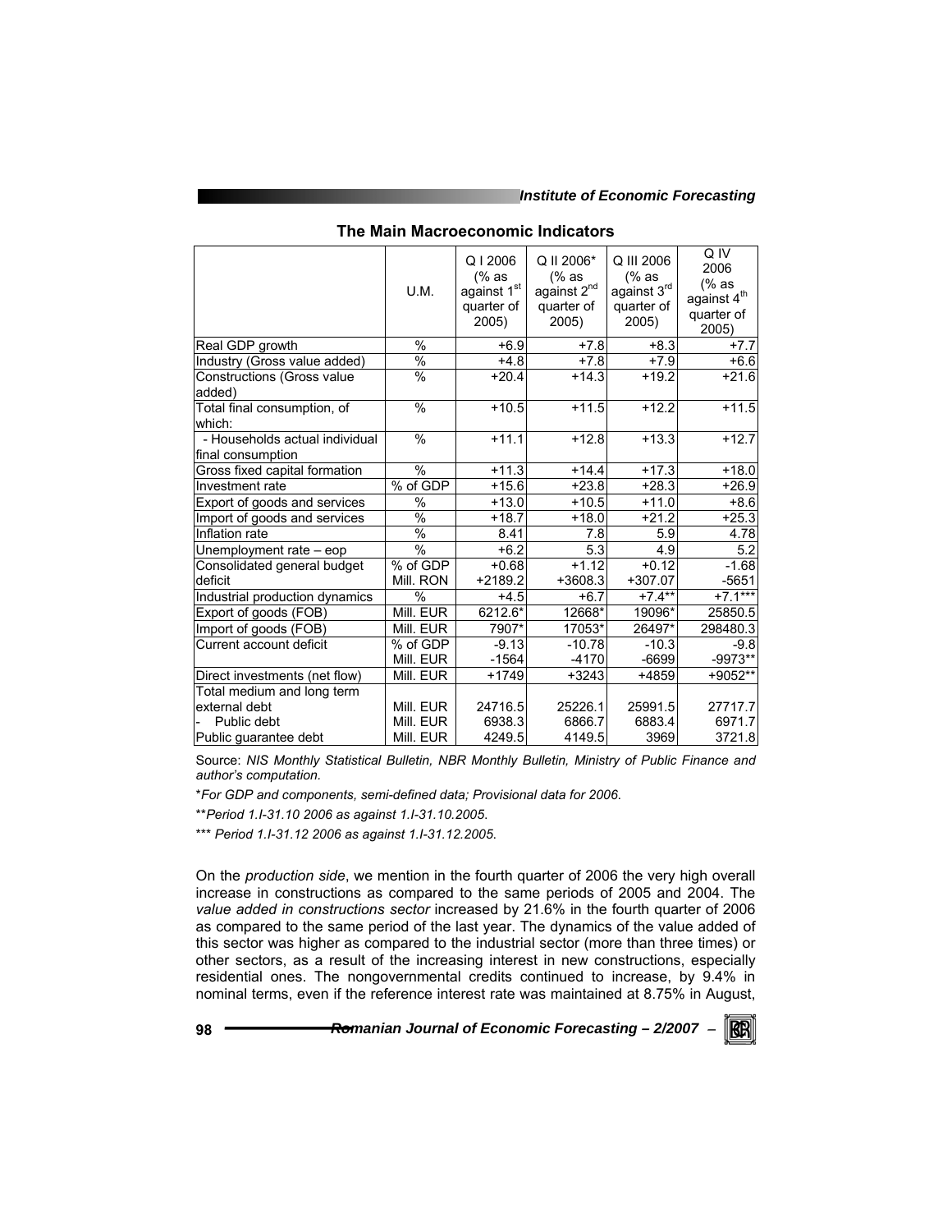## The Main Macroeconomic Indicators

| | U.M. | Q I 2006 (% as against 1st quarter of 2005) | Q II 2006* (% as against 2nd quarter of 2005) | Q III 2006 (% as against 3rd quarter of 2005) | Q IV 2006 (% as against 4th quarter of 2005) |
|---|---|---|---|---|---|
| Real GDP growth | % | +6.9 | +7.8 | +8.3 | +7.7 |
| Industry (Gross value added) | % | +4.8 | +7.8 | +7.9 | +6.6 |
| Constructions (Gross value added) | % | +20.4 | +14.3 | +19.2 | +21.6 |
| Total final consumption, of which: | % | +10.5 | +11.5 | +12.2 | +11.5 |
| - Households actual individual final consumption | % | +11.1 | +12.8 | +13.3 | +12.7 |
| Gross fixed capital formation | % | +11.3 | +14.4 | +17.3 | +18.0 |
| Investment rate | % of GDP | +15.6 | +23.8 | +28.3 | +26.9 |
| Export of goods and services | % | +13.0 | +10.5 | +11.0 | +8.6 |
| Import of goods and services | % | +18.7 | +18.0 | +21.2 | +25.3 |
| Inflation rate | % | 8.41 | 7.8 | 5.9 | 4.78 |
| Unemployment rate – eop | % | +6.2 | 5.3 | 4.9 | 5.2 |
| Consolidated general budget deficit | % of GDP | +0.68 | +1.12 | +0.12 | -1.68 |
| | Mill. RON | +2189.2 | +3608.3 | +307.07 | -5651 |
| Industrial production dynamics | % | +4.5 | +6.7 | +7.4** | +7.1*** |
| Export of goods (FOB) | Mill. EUR | 6212.6* | 12668* | 19096* | 25850.5 |
| Import of goods (FOB) | Mill. EUR | 7907* | 17053* | 26497* | 298480.3 |
| Current account deficit | % of GDP | -9.13 | -10.78 | -10.3 | -9.8 |
| | Mill. EUR | -1564 | -4170 | -6699 | -9973** |
| Direct investments (net flow) | Mill. EUR | +1749 | +3243 | +4859 | +9052** |
| Total medium and long term external debt | Mill. EUR | 24716.5 | 25226.1 | 25991.5 | 27717.7 |
| - Public debt | Mill. EUR | 6938.3 | 6866.7 | 6883.4 | 6971.7 |
| Public guarantee debt | Mill. EUR | 4249.5 | 4149.5 | 3969 | 3721.8 |

Source: *NIS Monthly Statistical Bulletin, NBR Monthly Bulletin, Ministry of Public Finance and author's computation.*

\**For GDP and components, semi-defined data; Provisional data for 2006.*

\*\**Period 1.I-31.10 2006 as against 1.I-31.10.2005.*

\*\*\* *Period 1.I-31.12 2006 as against 1.I-31.12.2005.*

On the *production side*, we mention in the fourth quarter of 2006 the very high overall increase in constructions as compared to the same periods of 2005 and 2004. The *value added in constructions sector* increased by 21.6% in the fourth quarter of 2006 as compared to the same period of the last year. The dynamics of the value added of this sector was higher as compared to the industrial sector (more than three times) or other sectors, as a result of the increasing interest in new constructions, especially residential ones. The nongovernmental credits continued to increase, by 9.4% in nominal terms, even if the reference interest rate was maintained at 8.75% in August,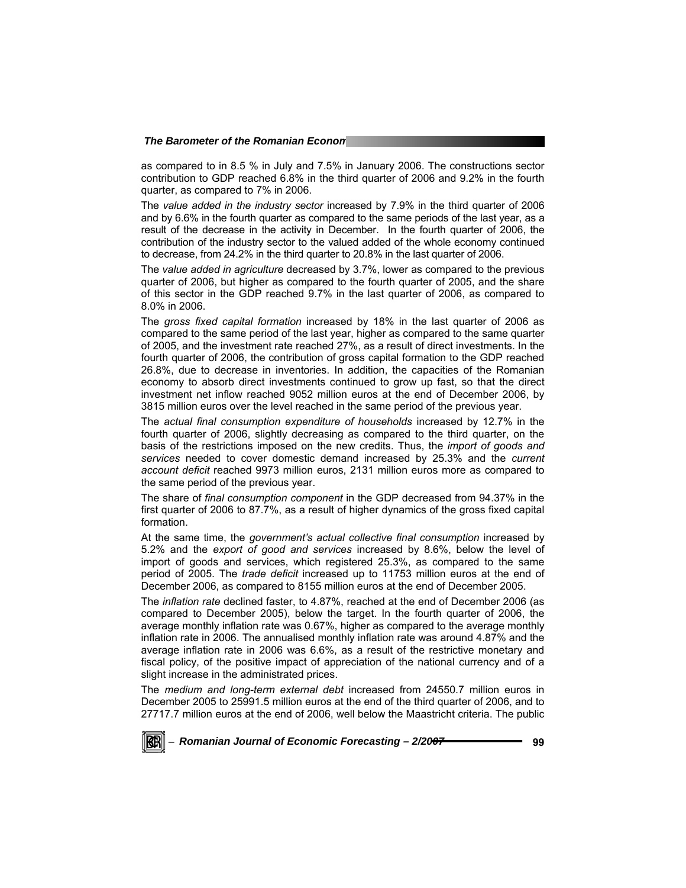as compared to in 8.5 % in July and 7.5% in January 2006. The constructions sector contribution to GDP reached 6.8% in the third quarter of 2006 and 9.2% in the fourth quarter, as compared to 7% in 2006.

The *value added in the industry sector* increased by 7.9% in the third quarter of 2006 and by 6.6% in the fourth quarter as compared to the same periods of the last year, as a result of the decrease in the activity in December. In the fourth quarter of 2006, the contribution of the industry sector to the valued added of the whole economy continued to decrease, from 24.2% in the third quarter to 20.8% in the last quarter of 2006.

The *value added in agriculture* decreased by 3.7%, lower as compared to the previous quarter of 2006, but higher as compared to the fourth quarter of 2005, and the share of this sector in the GDP reached 9.7% in the last quarter of 2006, as compared to 8.0% in 2006.

The *gross fixed capital formation* increased by 18% in the last quarter of 2006 as compared to the same period of the last year, higher as compared to the same quarter of 2005, and the investment rate reached 27%, as a result of direct investments. In the fourth quarter of 2006, the contribution of gross capital formation to the GDP reached 26.8%, due to decrease in inventories. In addition, the capacities of the Romanian economy to absorb direct investments continued to grow up fast, so that the direct investment net inflow reached 9052 million euros at the end of December 2006, by 3815 million euros over the level reached in the same period of the previous year.

The *actual final consumption expenditure of households* increased by 12.7% in the fourth quarter of 2006, slightly decreasing as compared to the third quarter, on the basis of the restrictions imposed on the new credits. Thus, the *import of goods and services* needed to cover domestic demand increased by 25.3% and the *current account deficit* reached 9973 million euros, 2131 million euros more as compared to the same period of the previous year.

The share of *final consumption component* in the GDP decreased from 94.37% in the first quarter of 2006 to 87.7%, as a result of higher dynamics of the gross fixed capital formation.

At the same time, the *government's actual collective final consumption* increased by 5.2% and the *export of good and services* increased by 8.6%, below the level of import of goods and services, which registered 25.3%, as compared to the same period of 2005. The *trade deficit* increased up to 11753 million euros at the end of December 2006, as compared to 8155 million euros at the end of December 2005.

The *inflation rate* declined faster, to 4.87%, reached at the end of December 2006 (as compared to December 2005), below the target. In the fourth quarter of 2006, the average monthly inflation rate was 0.67%, higher as compared to the average monthly inflation rate in 2006. The annualised monthly inflation rate was around 4.87% and the average inflation rate in 2006 was 6.6%, as a result of the restrictive monetary and fiscal policy, of the positive impact of appreciation of the national currency and of a slight increase in the administrated prices.

The *medium and long-term external debt* increased from 24550.7 million euros in December 2005 to 25991.5 million euros at the end of the third quarter of 2006, and to 27717.7 million euros at the end of 2006, well below the Maastricht criteria. The public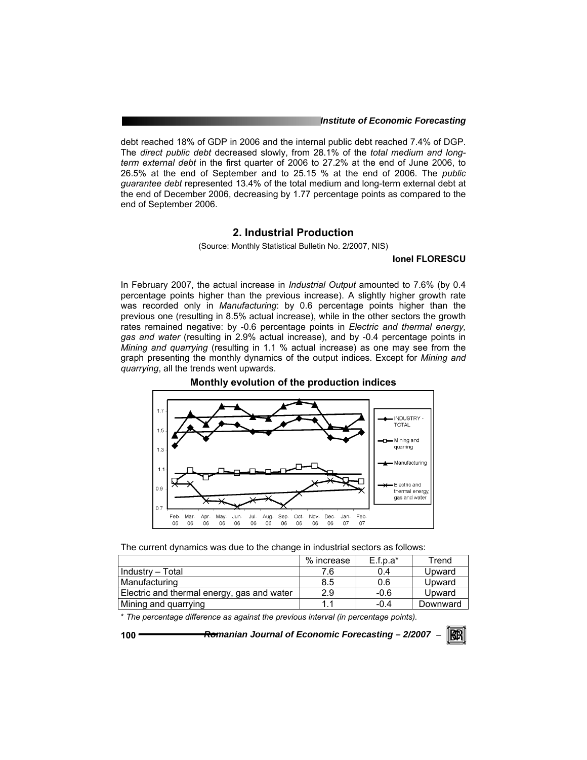debt reached 18% of GDP in 2006 and the internal public debt reached 7.4% of DGP. The *direct public debt* decreased slowly, from 28.1% of the *total medium and long-term external debt* in the first quarter of 2006 to 27.2% at the end of June 2006, to 26.5% at the end of September and to 25.15 % at the end of 2006. The *public guarantee debt* represented 13.4% of the total medium and long-term external debt at the end of December 2006, decreasing by 1.77 percentage points as compared to the end of September 2006.

## 2. Industrial Production

(Source: Monthly Statistical Bulletin No. 2/2007, NIS)

**Ionel FLORESCU**

In February 2007, the actual increase in *Industrial Output* amounted to 7.6% (by 0.4 percentage points higher than the previous increase). A slightly higher growth rate was recorded only in *Manufacturing*: by 0.6 percentage points higher than the previous one (resulting in 8.5% actual increase), while in the other sectors the growth rates remained negative: by -0.6 percentage points in *Electric and thermal energy, gas and water* (resulting in 2.9% actual increase), and by -0.4 percentage points in *Mining and quarrying* (resulting in 1.1 % actual increase) as one may see from the graph presenting the monthly dynamics of the output indices. Except for *Mining and quarrying*, all the trends went upwards.

**Monthly evolution of the production indices**

The current dynamics was due to the change in industrial sectors as follows:

| | % increase | E.f.p.a* | Trend |
|---|---|---|---|
| Industry – Total | 7.6 | 0.4 | Upward |
| Manufacturing | 8.5 | 0.6 | Upward |
| Electric and thermal energy, gas and water | 2.9 | -0.6 | Upward |
| Mining and quarrying | 1.1 | -0.4 | Downward |

\* *The percentage difference as against the previous interval (in percentage points).*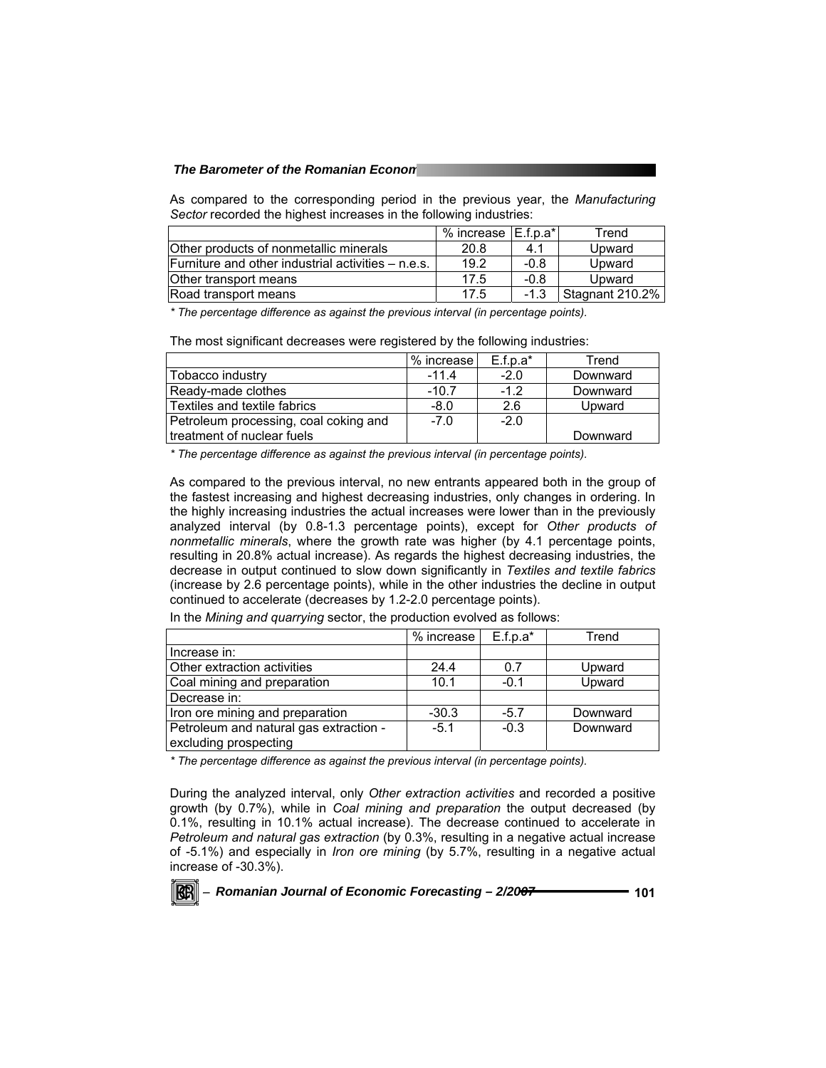As compared to the corresponding period in the previous year, the *Manufacturing Sector* recorded the highest increases in the following industries:

| | % increase | E.f.p.a* | Trend |
|---|---|---|---|
| Other products of nonmetallic minerals | 20.8 | 4.1 | Upward |
| Furniture and other industrial activities – n.e.s. | 19.2 | -0.8 | Upward |
| Other transport means | 17.5 | -0.8 | Upward |
| Road transport means | 17.5 | -1.3 | Stagnant 210.2% |

*\* The percentage difference as against the previous interval (in percentage points).*

The most significant decreases were registered by the following industries:

| | % increase | E.f.p.a* | Trend |
|---|---|---|---|
| Tobacco industry | -11.4 | -2.0 | Downward |
| Ready-made clothes | -10.7 | -1.2 | Downward |
| Textiles and textile fabrics | -8.0 | 2.6 | Upward |
| Petroleum processing, coal coking and treatment of nuclear fuels | -7.0 | -2.0 | Downward |

*\* The percentage difference as against the previous interval (in percentage points).*

As compared to the previous interval, no new entrants appeared both in the group of the fastest increasing and highest decreasing industries, only changes in ordering. In the highly increasing industries the actual increases were lower than in the previously analyzed interval (by 0.8-1.3 percentage points), except for *Other products of nonmetallic minerals*, where the growth rate was higher (by 4.1 percentage points, resulting in 20.8% actual increase). As regards the highest decreasing industries, the decrease in output continued to slow down significantly in *Textiles and textile fabrics* (increase by 2.6 percentage points), while in the other industries the decline in output continued to accelerate (decreases by 1.2-2.0 percentage points).

In the *Mining and quarrying* sector, the production evolved as follows:

| | % increase | E.f.p.a* | Trend |
|---|---|---|---|
| Increase in: | | | |
| Other extraction activities | 24.4 | 0.7 | Upward |
| Coal mining and preparation | 10.1 | -0.1 | Upward |
| Decrease in: | | | |
| Iron ore mining and preparation | -30.3 | -5.7 | Downward |
| Petroleum and natural gas extraction - excluding prospecting | -5.1 | -0.3 | Downward |

*\* The percentage difference as against the previous interval (in percentage points).*

During the analyzed interval, only *Other extraction activities* and recorded a positive growth (by 0.7%), while in *Coal mining and preparation* the output decreased (by 0.1%, resulting in 10.1% actual increase). The decrease continued to accelerate in *Petroleum and natural gas extraction* (by 0.3%, resulting in a negative actual increase of -5.1%) and especially in *Iron ore mining* (by 5.7%, resulting in a negative actual increase of -30.3%).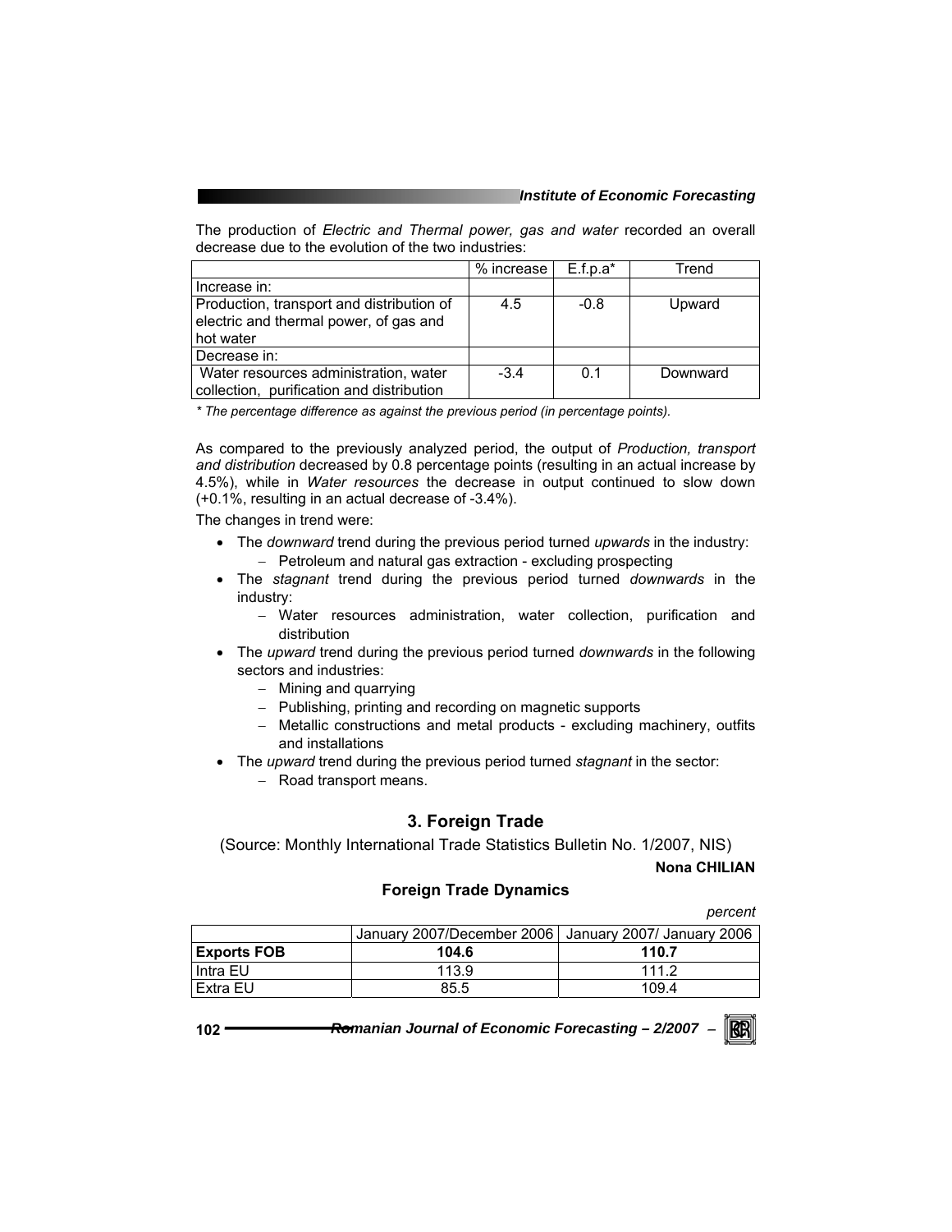The production of *Electric and Thermal power, gas and water* recorded an overall decrease due to the evolution of the two industries:

| | % increase | E.f.p.a* | Trend |
|---|---|---|---|
| Increase in: | | | |
| Production, transport and distribution of electric and thermal power, of gas and hot water | 4.5 | -0.8 | Upward |
| Decrease in: | | | |
| Water resources administration, water collection, purification and distribution | -3.4 | 0.1 | Downward |

*\* The percentage difference as against the previous period (in percentage points).*

As compared to the previously analyzed period, the output of *Production, transport and distribution* decreased by 0.8 percentage points (resulting in an actual increase by 4.5%), while in *Water resources* the decrease in output continued to slow down (+0.1%, resulting in an actual decrease of -3.4%).

The changes in trend were:

- The *downward* trend during the previous period turned *upwards* in the industry:
  - Petroleum and natural gas extraction - excluding prospecting
- The *stagnant* trend during the previous period turned *downwards* in the industry:
  - Water resources administration, water collection, purification and distribution
- The *upward* trend during the previous period turned *downwards* in the following sectors and industries:
  - Mining and quarrying
  - Publishing, printing and recording on magnetic supports
  - Metallic constructions and metal products - excluding machinery, outfits and installations
- The *upward* trend during the previous period turned *stagnant* in the sector:
  - Road transport means.

## 3. Foreign Trade

(Source: Monthly International Trade Statistics Bulletin No. 1/2007, NIS)

**Nona CHILIAN**

### Foreign Trade Dynamics

*percent*

| | January 2007/December 2006 | January 2007/ January 2006 |
|---|---|---|
| **Exports FOB** | **104.6** | **110.7** |
| Intra EU | 113.9 | 111.2 |
| Extra EU | 85.5 | 109.4 |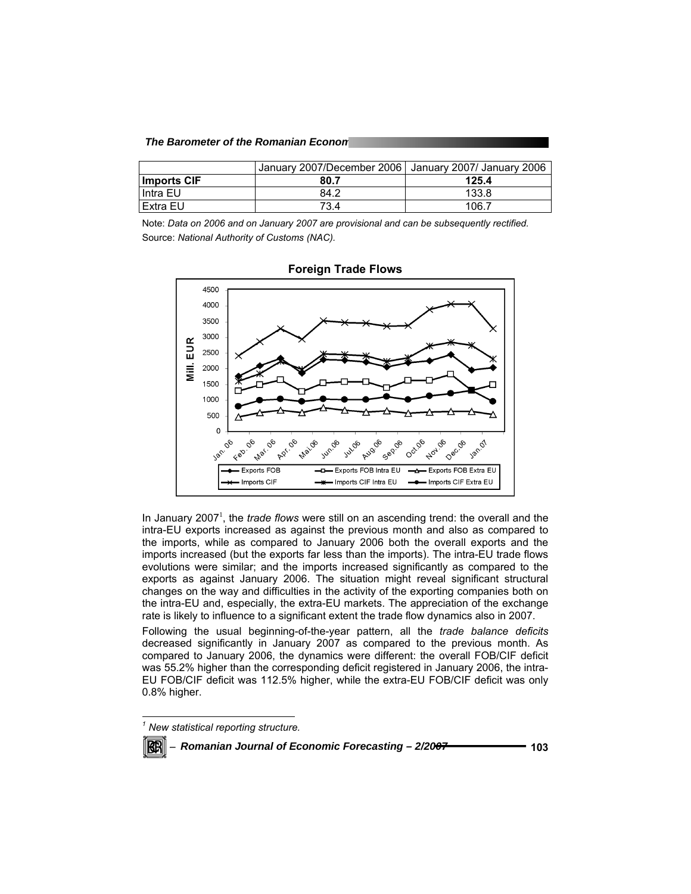|  | January 2007/December 2006 | January 2007/ January 2006 |
| --- | --- | --- |
| **Imports CIF** | **80.7** | **125.4** |
| Intra EU | 84.2 | 133.8 |
| Extra EU | 73.4 | 106.7 |

Note: *Data on 2006 and on January 2007 are provisional and can be subsequently rectified.*
Source: *National Authority of Customs (NAC).*

**Foreign Trade Flows**

In January 2007[1], the *trade flows* were still on an ascending trend: the overall and the intra-EU exports increased as against the previous month and also as compared to the imports, while as compared to January 2006 both the overall exports and the imports increased (but the exports far less than the imports). The intra-EU trade flows evolutions were similar; and the imports increased significantly as compared to the exports as against January 2006. The situation might reveal significant structural changes on the way and difficulties in the activity of the exporting companies both on the intra-EU and, especially, the extra-EU markets. The appreciation of the exchange rate is likely to influence to a significant extent the trade flow dynamics also in 2007.

Following the usual beginning-of-the-year pattern, all the *trade balance deficits* decreased significantly in January 2007 as compared to the previous month. As compared to January 2006, the dynamics were different: the overall FOB/CIF deficit was 55.2% higher than the corresponding deficit registered in January 2006, the intra-EU FOB/CIF deficit was 112.5% higher, while the extra-EU FOB/CIF deficit was only 0.8% higher.

[1] *New statistical reporting structure.*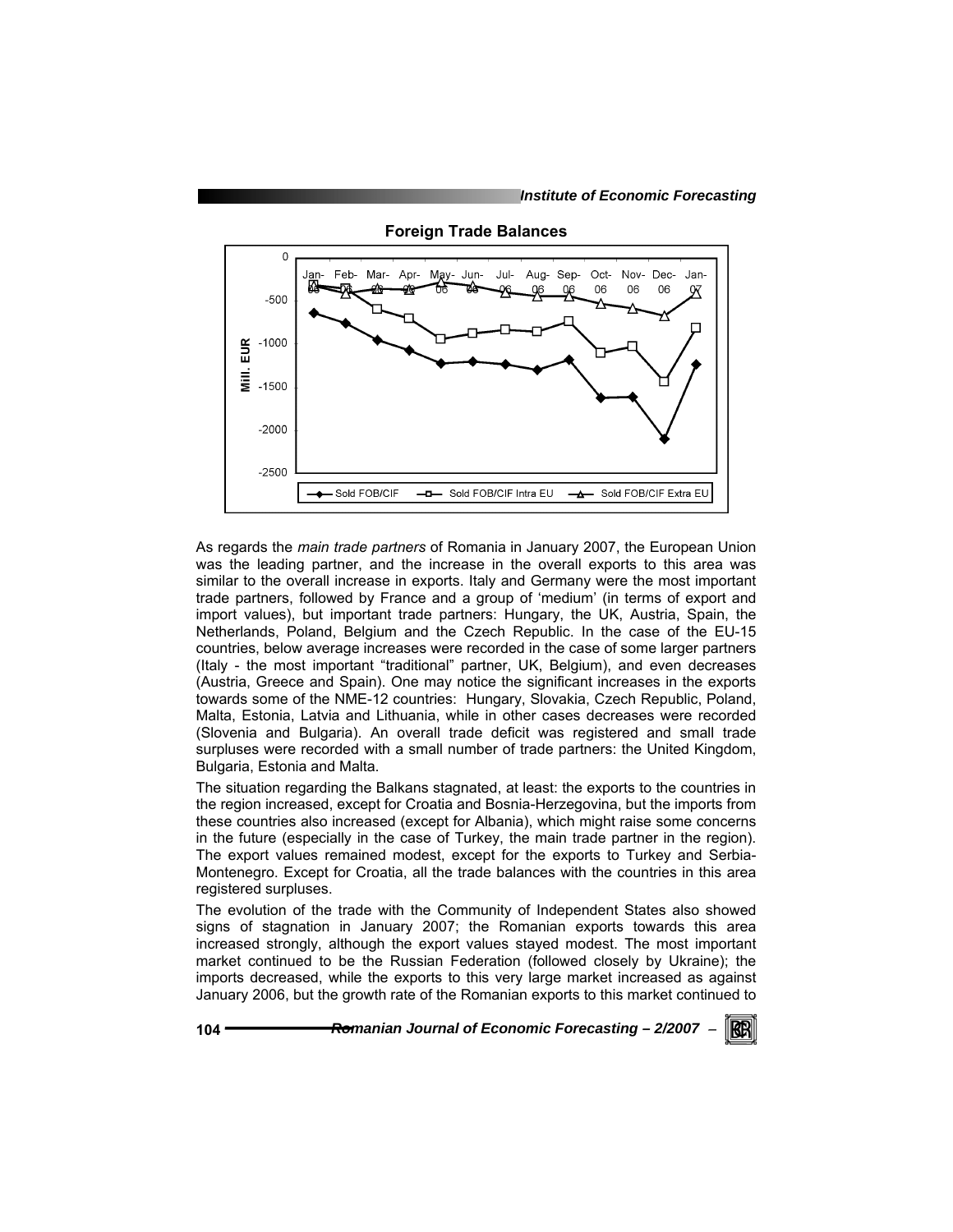**Foreign Trade Balances**

As regards the *main trade partners* of Romania in January 2007, the European Union was the leading partner, and the increase in the overall exports to this area was similar to the overall increase in exports. Italy and Germany were the most important trade partners, followed by France and a group of 'medium' (in terms of export and import values), but important trade partners: Hungary, the UK, Austria, Spain, the Netherlands, Poland, Belgium and the Czech Republic. In the case of the EU-15 countries, below average increases were recorded in the case of some larger partners (Italy - the most important "traditional" partner, UK, Belgium), and even decreases (Austria, Greece and Spain). One may notice the significant increases in the exports towards some of the NME-12 countries: Hungary, Slovakia, Czech Republic, Poland, Malta, Estonia, Latvia and Lithuania, while in other cases decreases were recorded (Slovenia and Bulgaria). An overall trade deficit was registered and small trade surpluses were recorded with a small number of trade partners: the United Kingdom, Bulgaria, Estonia and Malta.

The situation regarding the Balkans stagnated, at least: the exports to the countries in the region increased, except for Croatia and Bosnia-Herzegovina, but the imports from these countries also increased (except for Albania), which might raise some concerns in the future (especially in the case of Turkey, the main trade partner in the region). The export values remained modest, except for the exports to Turkey and Serbia-Montenegro. Except for Croatia, all the trade balances with the countries in this area registered surpluses.

The evolution of the trade with the Community of Independent States also showed signs of stagnation in January 2007; the Romanian exports towards this area increased strongly, although the export values stayed modest. The most important market continued to be the Russian Federation (followed closely by Ukraine); the imports decreased, while the exports to this very large market increased as against January 2006, but the growth rate of the Romanian exports to this market continued to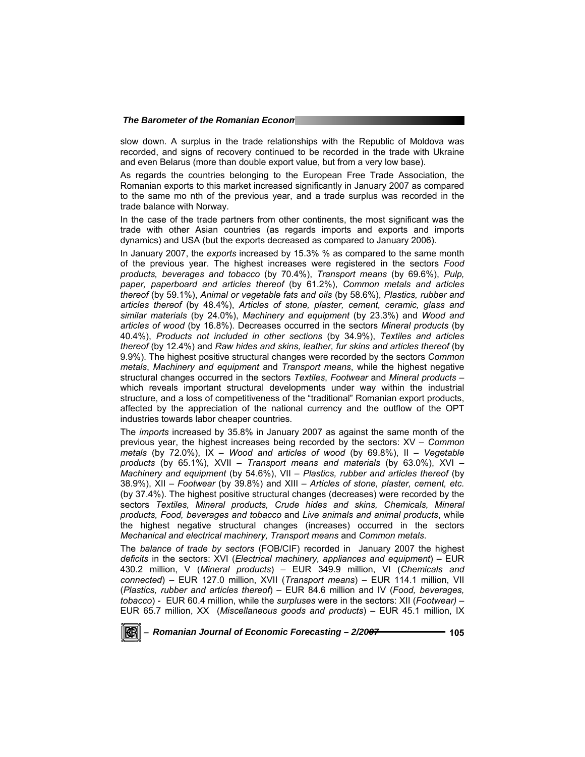slow down. A surplus in the trade relationships with the Republic of Moldova was recorded, and signs of recovery continued to be recorded in the trade with Ukraine and even Belarus (more than double export value, but from a very low base).

As regards the countries belonging to the European Free Trade Association, the Romanian exports to this market increased significantly in January 2007 as compared to the same mo nth of the previous year, and a trade surplus was recorded in the trade balance with Norway.

In the case of the trade partners from other continents, the most significant was the trade with other Asian countries (as regards imports and exports and imports dynamics) and USA (but the exports decreased as compared to January 2006).

In January 2007, the *exports* increased by 15.3% % as compared to the same month of the previous year. The highest increases were registered in the sectors *Food products, beverages and tobacco* (by 70.4%), *Transport means* (by 69.6%), *Pulp, paper, paperboard and articles thereof* (by 61.2%), *Common metals and articles thereof* (by 59.1%), *Animal or vegetable fats and oils* (by 58.6%), *Plastics, rubber and articles thereof* (by 48.4%), *Articles of stone, plaster, cement, ceramic, glass and similar materials* (by 24.0%), *Machinery and equipment* (by 23.3%) and *Wood and articles of wood* (by 16.8%). Decreases occurred in the sectors *Mineral products* (by 40.4%), *Products not included in other sections* (by 34.9%), *Textiles and articles thereof* (by 12.4%) and *Raw hides and skins, leather, fur skins and articles thereof* (by 9.9%). The highest positive structural changes were recorded by the sectors *Common metals*, *Machinery and equipment* and *Transport means*, while the highest negative structural changes occurred in the sectors *Textiles*, *Footwear* and *Mineral products* – which reveals important structural developments under way within the industrial structure, and a loss of competitiveness of the "traditional" Romanian export products, affected by the appreciation of the national currency and the outflow of the OPT industries towards labor cheaper countries.

The *imports* increased by 35.8% in January 2007 as against the same month of the previous year, the highest increases being recorded by the sectors: XV – *Common metals* (by 72.0%), IX – *Wood and articles of wood* (by 69.8%), II – *Vegetable products* (by 65.1%), XVII – *Transport means and materials* (by 63.0%), XVI – *Machinery and equipment* (by 54.6%), VII – *Plastics, rubber and articles thereof* (by 38.9%), XII – *Footwear* (by 39.8%) and XIII – *Articles of stone, plaster, cement, etc.* (by 37.4%). The highest positive structural changes (decreases) were recorded by the sectors *Textiles, Mineral products, Crude hides and skins, Chemicals, Mineral products, Food, beverages and tobacco* and *Live animals and animal products*, while the highest negative structural changes (increases) occurred in the sectors *Mechanical and electrical machinery, Transport means* and *Common metals*.

The *balance of trade by sectors* (FOB/CIF) recorded in January 2007 the highest *deficits* in the sectors: XVI (*Electrical machinery, appliances and equipment*) – EUR 430.2 million, V (*Mineral products*) – EUR 349.9 million, VI (*Chemicals and connected*) – EUR 127.0 million, XVII (*Transport means*) – EUR 114.1 million, VII (*Plastics, rubber and articles thereof*) – EUR 84.6 million and IV (*Food, beverages, tobacco*) - EUR 60.4 million, while the *surpluses* were in the sectors: XII (*Footwear)* – EUR 65.7 million, XX (*Miscellaneous goods and products*) – EUR 45.1 million, IX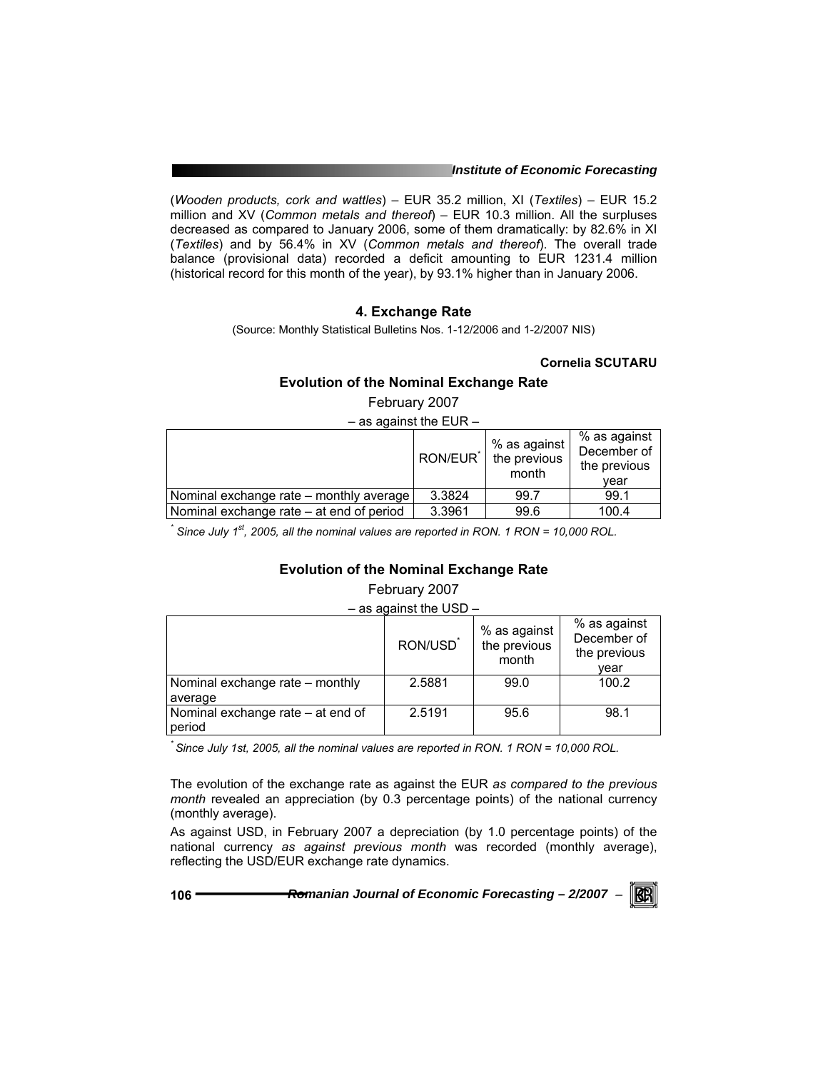(*Wooden products, cork and wattles*) – EUR 35.2 million, XI (*Textiles*) – EUR 15.2 million and XV (*Common metals and thereof*) – EUR 10.3 million. All the surpluses decreased as compared to January 2006, some of them dramatically: by 82.6% in XI (*Textiles*) and by 56.4% in XV (*Common metals and thereof*). The overall trade balance (provisional data) recorded a deficit amounting to EUR 1231.4 million (historical record for this month of the year), by 93.1% higher than in January 2006.

### 4. Exchange Rate

(Source: Monthly Statistical Bulletins Nos. 1-12/2006 and 1-2/2007 NIS)

**Cornelia SCUTARU**

**Evolution of the Nominal Exchange Rate**

February 2007

– as against the EUR –

| | RON/EUR* | % as against the previous month | % as against December of the previous year |
|---|---|---|---|
| Nominal exchange rate – monthly average | 3.3824 | 99.7 | 99.1 |
| Nominal exchange rate – at end of period | 3.3961 | 99.6 | 100.4 |

*\* Since July 1st, 2005, all the nominal values are reported in RON. 1 RON = 10,000 ROL.*

**Evolution of the Nominal Exchange Rate**

February 2007

– as against the USD –

| | RON/USD* | % as against the previous month | % as against December of the previous year |
|---|---|---|---|
| Nominal exchange rate – monthly average | 2.5881 | 99.0 | 100.2 |
| Nominal exchange rate – at end of period | 2.5191 | 95.6 | 98.1 |

*\* Since July 1st, 2005, all the nominal values are reported in RON. 1 RON = 10,000 ROL.*

The evolution of the exchange rate as against the EUR *as compared to the previous month* revealed an appreciation (by 0.3 percentage points) of the national currency (monthly average).

As against USD, in February 2007 a depreciation (by 1.0 percentage points) of the national currency *as against previous month* was recorded (monthly average), reflecting the USD/EUR exchange rate dynamics.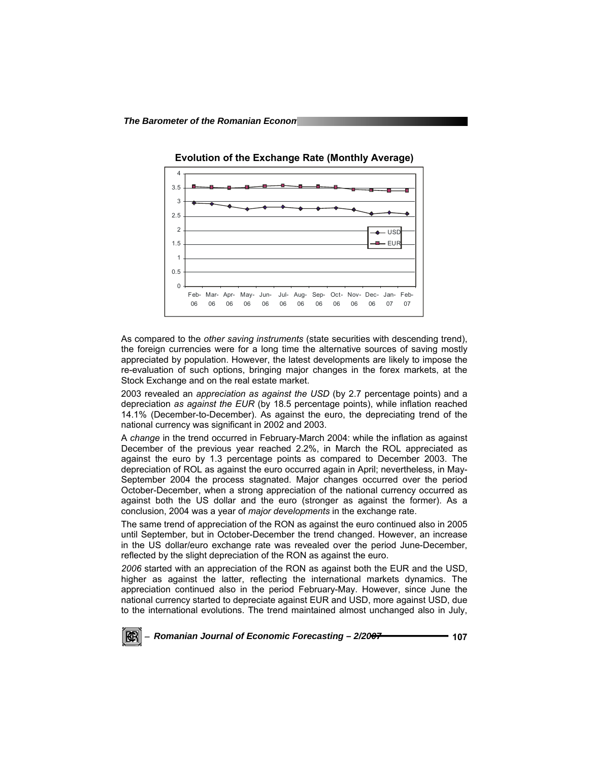**Evolution of the Exchange Rate (Monthly Average)**

As compared to the *other saving instruments* (state securities with descending trend), the foreign currencies were for a long time the alternative sources of saving mostly appreciated by population. However, the latest developments are likely to impose the re-evaluation of such options, bringing major changes in the forex markets, at the Stock Exchange and on the real estate market.

2003 revealed an *appreciation as against the USD* (by 2.7 percentage points) and a depreciation *as against the EUR* (by 18.5 percentage points), while inflation reached 14.1% (December-to-December). As against the euro, the depreciating trend of the national currency was significant in 2002 and 2003.

A *change* in the trend occurred in February-March 2004: while the inflation as against December of the previous year reached 2.2%, in March the ROL appreciated as against the euro by 1.3 percentage points as compared to December 2003. The depreciation of ROL as against the euro occurred again in April; nevertheless, in May-September 2004 the process stagnated. Major changes occurred over the period October-December, when a strong appreciation of the national currency occurred as against both the US dollar and the euro (stronger as against the former). As a conclusion, 2004 was a year of *major developments* in the exchange rate.

The same trend of appreciation of the RON as against the euro continued also in 2005 until September, but in October-December the trend changed. However, an increase in the US dollar/euro exchange rate was revealed over the period June-December, reflected by the slight depreciation of the RON as against the euro.

*2006* started with an appreciation of the RON as against both the EUR and the USD, higher as against the latter, reflecting the international markets dynamics. The appreciation continued also in the period February-May. However, since June the national currency started to depreciate against EUR and USD, more against USD, due to the international evolutions. The trend maintained almost unchanged also in July,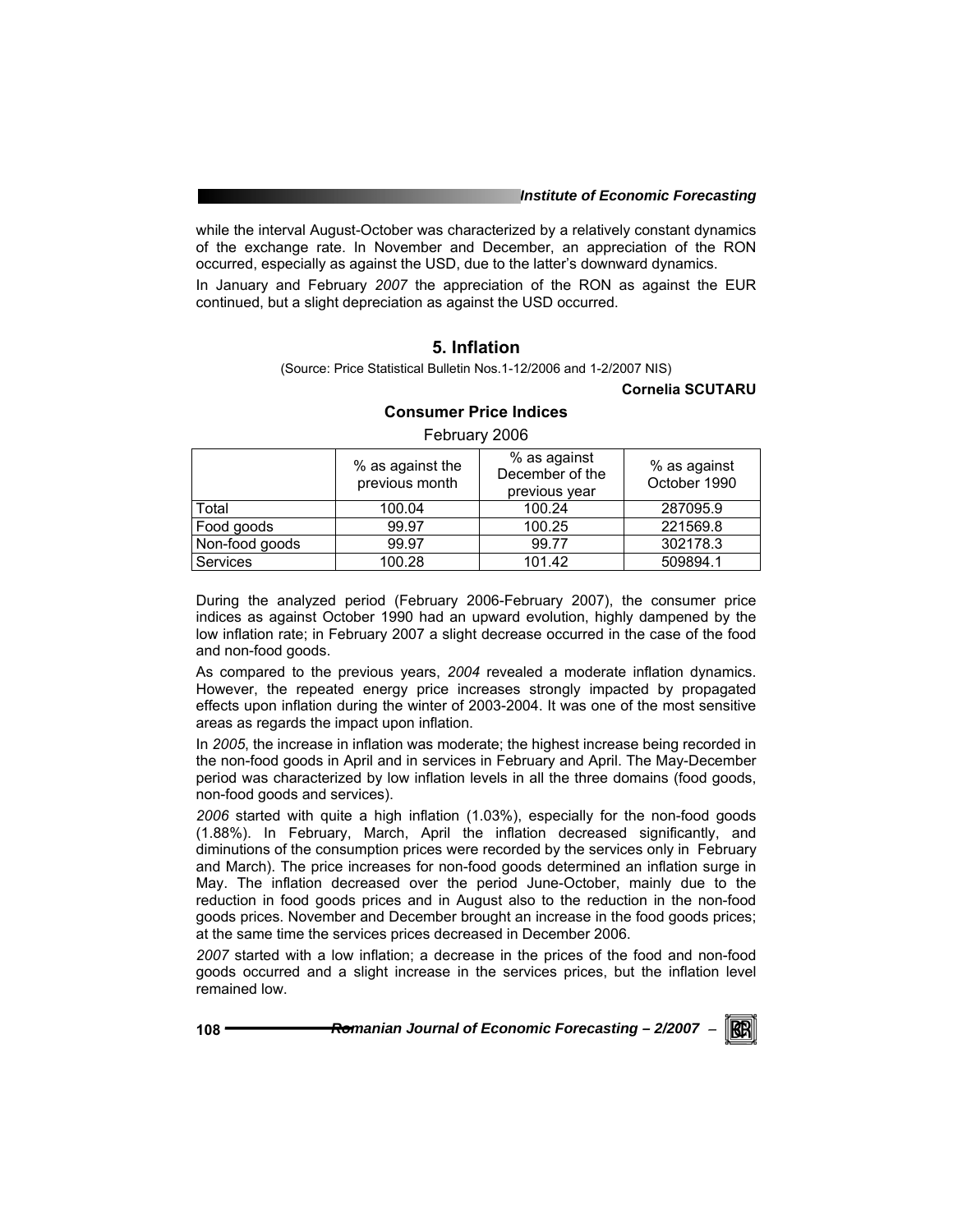while the interval August-October was characterized by a relatively constant dynamics of the exchange rate. In November and December, an appreciation of the RON occurred, especially as against the USD, due to the latter's downward dynamics.

In January and February *2007* the appreciation of the RON as against the EUR continued, but a slight depreciation as against the USD occurred.

## 5. Inflation

(Source: Price Statistical Bulletin Nos.1-12/2006 and 1-2/2007 NIS)

**Cornelia SCUTARU**

### Consumer Price Indices

February 2006

| | % as against the previous month | % as against December of the previous year | % as against October 1990 |
|---|---|---|---|
| Total | 100.04 | 100.24 | 287095.9 |
| Food goods | 99.97 | 100.25 | 221569.8 |
| Non-food goods | 99.97 | 99.77 | 302178.3 |
| Services | 100.28 | 101.42 | 509894.1 |

During the analyzed period (February 2006-February 2007), the consumer price indices as against October 1990 had an upward evolution, highly dampened by the low inflation rate; in February 2007 a slight decrease occurred in the case of the food and non-food goods.

As compared to the previous years, *2004* revealed a moderate inflation dynamics. However, the repeated energy price increases strongly impacted by propagated effects upon inflation during the winter of 2003-2004. It was one of the most sensitive areas as regards the impact upon inflation.

In *2005*, the increase in inflation was moderate; the highest increase being recorded in the non-food goods in April and in services in February and April. The May-December period was characterized by low inflation levels in all the three domains (food goods, non-food goods and services).

*2006* started with quite a high inflation (1.03%), especially for the non-food goods (1.88%). In February, March, April the inflation decreased significantly, and diminutions of the consumption prices were recorded by the services only in February and March). The price increases for non-food goods determined an inflation surge in May. The inflation decreased over the period June-October, mainly due to the reduction in food goods prices and in August also to the reduction in the non-food goods prices. November and December brought an increase in the food goods prices; at the same time the services prices decreased in December 2006.

*2007* started with a low inflation; a decrease in the prices of the food and non-food goods occurred and a slight increase in the services prices, but the inflation level remained low.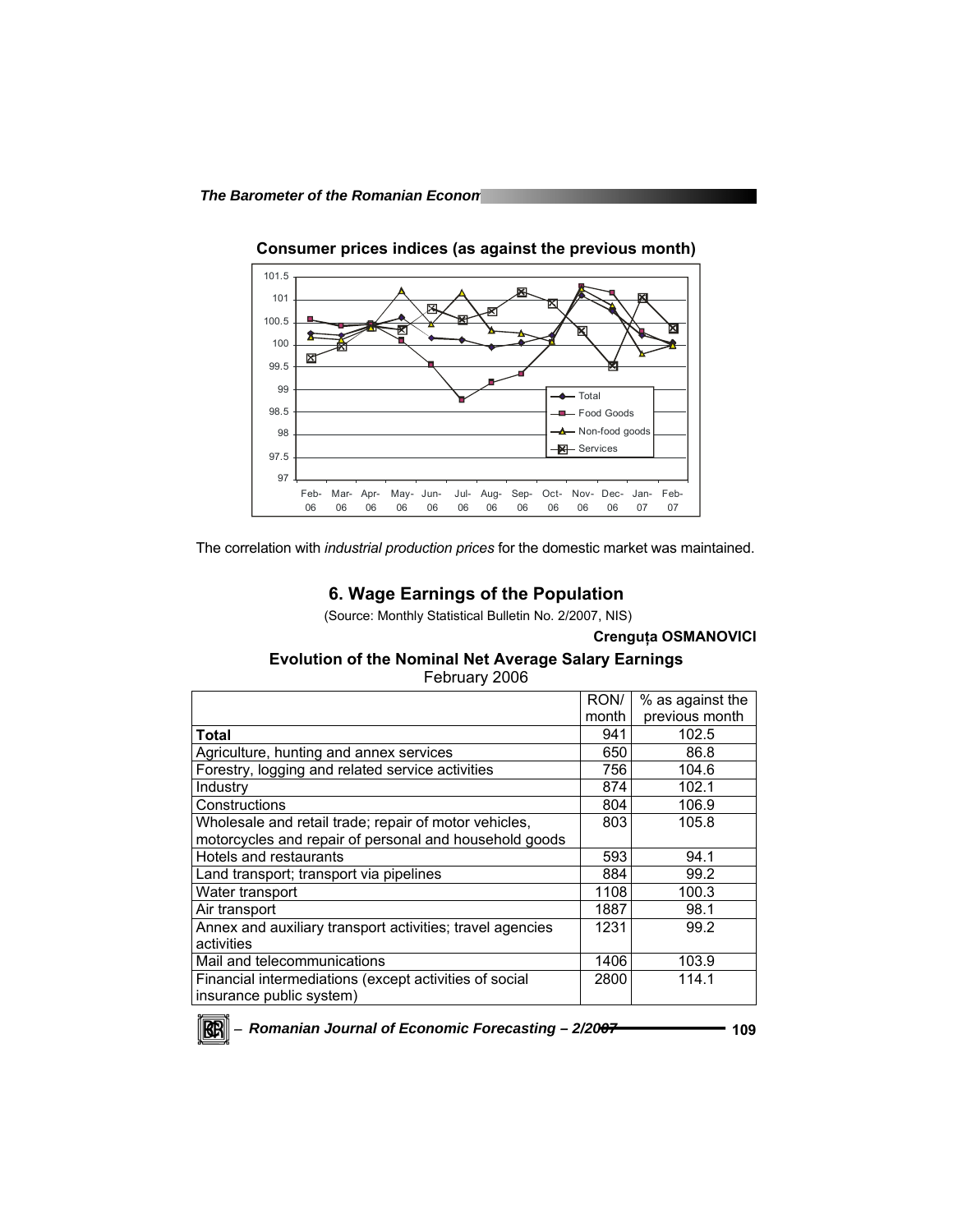**Consumer prices indices (as against the previous month)**

The correlation with *industrial production prices* for the domestic market was maintained.

## 6. Wage Earnings of the Population

(Source: Monthly Statistical Bulletin No. 2/2007, NIS)

**Crenguța OSMANOVICI**

**Evolution of the Nominal Net Average Salary Earnings**
February 2006

| | RON/ month | % as against the previous month |
|---|---|---|
| **Total** | 941 | 102.5 |
| Agriculture, hunting and annex services | 650 | 86.8 |
| Forestry, logging and related service activities | 756 | 104.6 |
| Industry | 874 | 102.1 |
| Constructions | 804 | 106.9 |
| Wholesale and retail trade; repair of motor vehicles, motorcycles and repair of personal and household goods | 803 | 105.8 |
| Hotels and restaurants | 593 | 94.1 |
| Land transport; transport via pipelines | 884 | 99.2 |
| Water transport | 1108 | 100.3 |
| Air transport | 1887 | 98.1 |
| Annex and auxiliary transport activities; travel agencies activities | 1231 | 99.2 |
| Mail and telecommunications | 1406 | 103.9 |
| Financial intermediations (except activities of social insurance public system) | 2800 | 114.1 |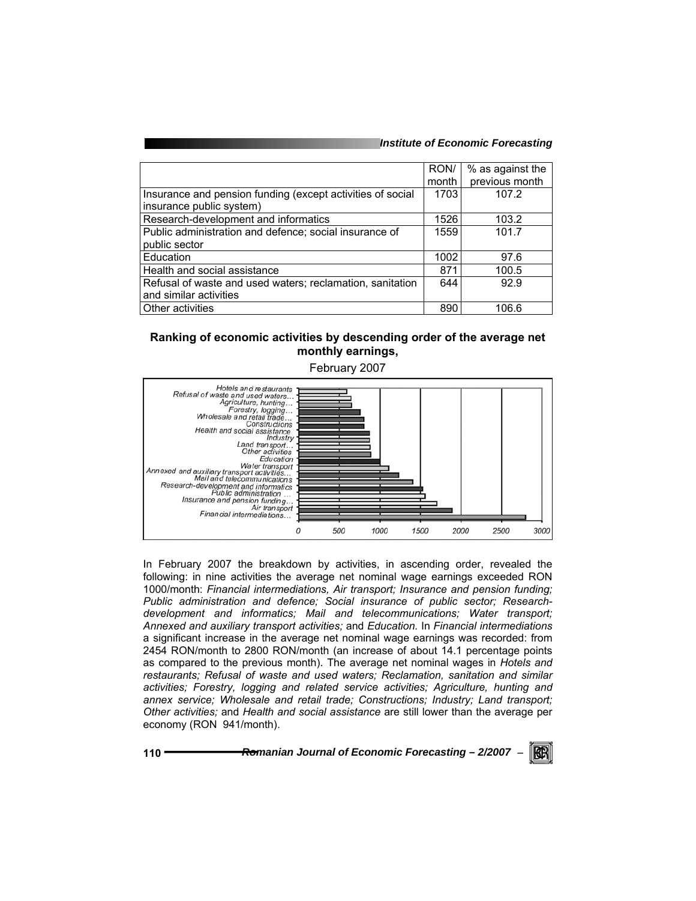| | RON/ month | % as against the previous month |
|---|---|---|
| Insurance and pension funding (except activities of social insurance public system) | 1703 | 107.2 |
| Research-development and informatics | 1526 | 103.2 |
| Public administration and defence; social insurance of public sector | 1559 | 101.7 |
| Education | 1002 | 97.6 |
| Health and social assistance | 871 | 100.5 |
| Refusal of waste and used waters; reclamation, sanitation and similar activities | 644 | 92.9 |
| Other activities | 890 | 106.6 |

**Ranking of economic activities by descending order of the average net monthly earnings,**

February 2007

Hotels and restaurants
Refusal of waste and used waters...
Agriculture, hunting...
Forestry, logging...
Wholesale and retail trade...
Constructions
Health and social assistance
Industry
Land transport...
Other activities
Education
Water transport
Annexed and auxiliary transport activities...
Mail and telecommunications
Research-development and informatics
Public administration ...
Insurance and pension funding...
Air transport
Financial intermediations...

0 500 1000 1500 2000 2500 3000

In February 2007 the breakdown by activities, in ascending order, revealed the following: in nine activities the average net nominal wage earnings exceeded RON 1000/month: *Financial intermediations, Air transport; Insurance and pension funding; Public administration and defence; Social insurance of public sector; Research-development and informatics; Mail and telecommunications; Water transport; Annexed and auxiliary transport activities;* and *Education.* In *Financial intermediations* a significant increase in the average net nominal wage earnings was recorded: from 2454 RON/month to 2800 RON/month (an increase of about 14.1 percentage points as compared to the previous month). The average net nominal wages in *Hotels and restaurants; Refusal of waste and used waters; Reclamation, sanitation and similar activities; Forestry, logging and related service activities; Agriculture, hunting and annex service; Wholesale and retail trade; Constructions; Industry; Land transport; Other activities;* and *Health and social assistance* are still lower than the average per economy (RON 941/month).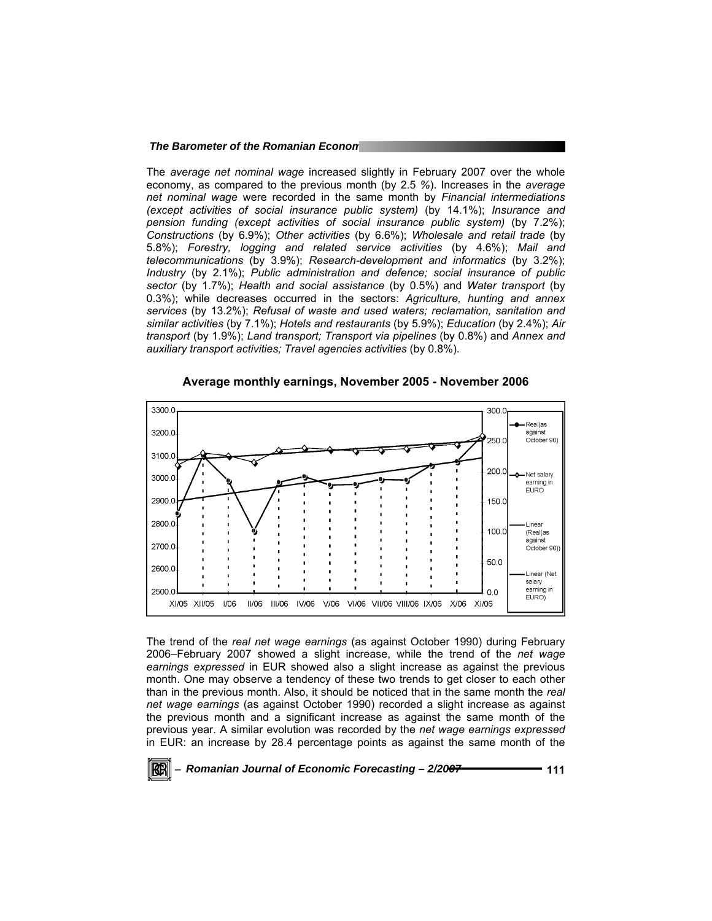The *average net nominal wage* increased slightly in February 2007 over the whole economy, as compared to the previous month (by 2.5 %). Increases in the *average net nominal wage* were recorded in the same month by *Financial intermediations (except activities of social insurance public system)* (by 14.1%); *Insurance and pension funding (except activities of social insurance public system)* (by 7.2%); *Constructions* (by 6.9%); *Other activities* (by 6.6%); *Wholesale and retail trade* (by 5.8%); *Forestry, logging and related service activities* (by 4.6%); *Mail and telecommunications* (by 3.9%); *Research-development and informatics* (by 3.2%); *Industry* (by 2.1%); *Public administration and defence; social insurance of public sector* (by 1.7%); *Health and social assistance* (by 0.5%) and *Water transport* (by 0.3%); while decreases occurred in the sectors: *Agriculture, hunting and annex services* (by 13.2%); *Refusal of waste and used waters; reclamation, sanitation and similar activities* (by 7.1%); *Hotels and restaurants* (by 5.9%); *Education* (by 2.4%); *Air transport* (by 1.9%); *Land transport; Transport via pipelines* (by 0.8%) and *Annex and auxiliary transport activities; Travel agencies activities* (by 0.8%).

**Average monthly earnings, November 2005 - November 2006**

The trend of the *real net wage earnings* (as against October 1990) during February 2006–February 2007 showed a slight increase, while the trend of the *net wage earnings expressed* in EUR showed also a slight increase as against the previous month. One may observe a tendency of these two trends to get closer to each other than in the previous month. Also, it should be noticed that in the same month the *real net wage earnings* (as against October 1990) recorded a slight increase as against the previous month and a significant increase as against the same month of the previous year. A similar evolution was recorded by the *net wage earnings expressed* in EUR: an increase by 28.4 percentage points as against the same month of the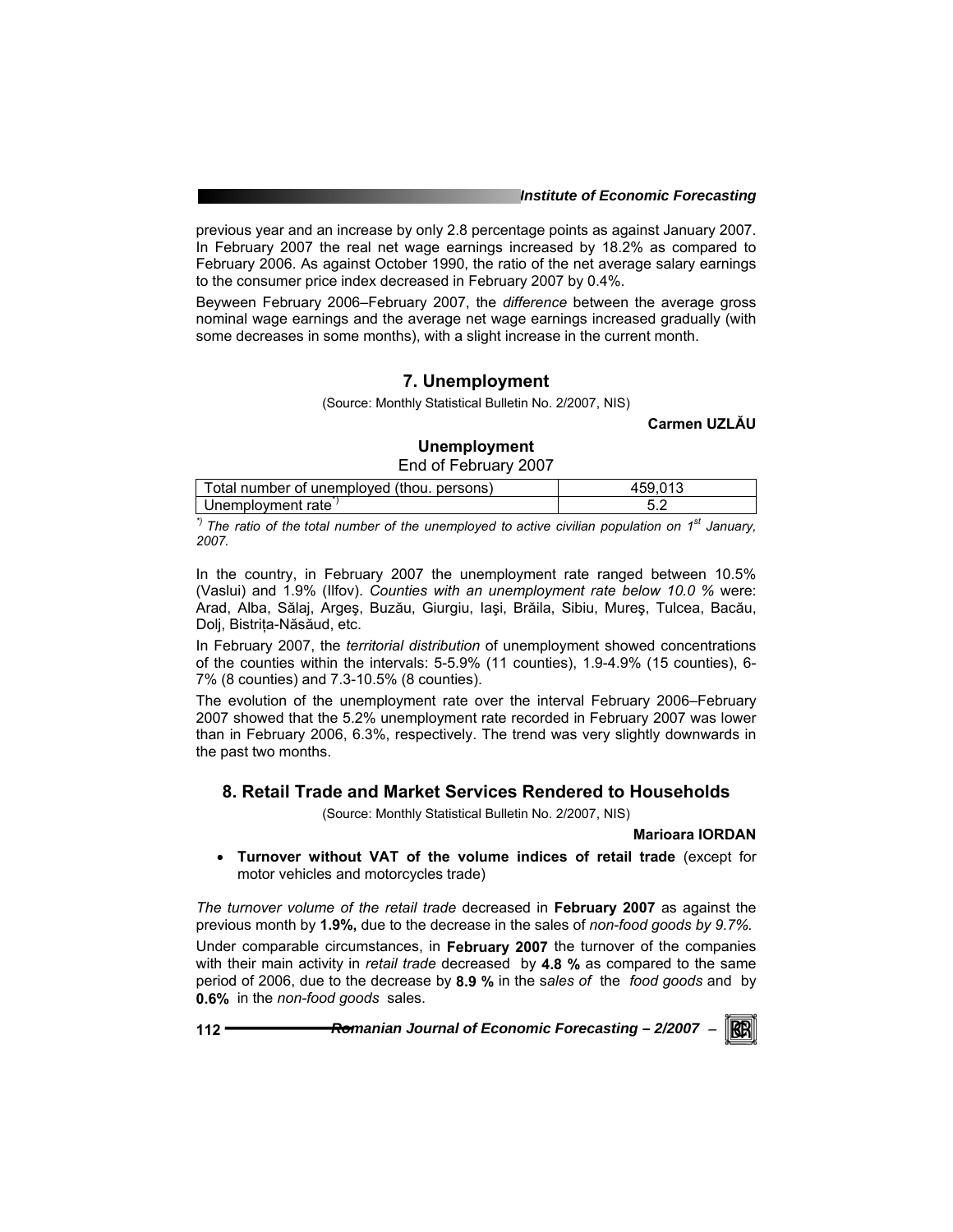previous year and an increase by only 2.8 percentage points as against January 2007. In February 2007 the real net wage earnings increased by 18.2% as compared to February 2006. As against October 1990, the ratio of the net average salary earnings to the consumer price index decreased in February 2007 by 0.4%.

Beyween February 2006–February 2007, the *difference* between the average gross nominal wage earnings and the average net wage earnings increased gradually (with some decreases in some months), with a slight increase in the current month.

## 7. Unemployment

(Source: Monthly Statistical Bulletin No. 2/2007, NIS)

**Carmen UZLĂU**

**Unemployment**

End of February 2007

| | |
|---|---|
| Total number of unemployed (thou. persons) | 459,013 |
| Unemployment rate*) | 5.2 |

*\*) The ratio of the total number of the unemployed to active civilian population on 1st January, 2007.*

In the country, in February 2007 the unemployment rate ranged between 10.5% (Vaslui) and 1.9% (Ilfov). *Counties with an unemployment rate below 10.0 %* were: Arad, Alba, Sălaj, Argeş, Buzău, Giurgiu, Iaşi, Brăila, Sibiu, Mureş, Tulcea, Bacău, Dolj, Bistriţa-Năsăud, etc.

In February 2007, the *territorial distribution* of unemployment showed concentrations of the counties within the intervals: 5-5.9% (11 counties), 1.9-4.9% (15 counties), 6-7% (8 counties) and 7.3-10.5% (8 counties).

The evolution of the unemployment rate over the interval February 2006–February 2007 showed that the 5.2% unemployment rate recorded in February 2007 was lower than in February 2006, 6.3%, respectively. The trend was very slightly downwards in the past two months.

## 8. Retail Trade and Market Services Rendered to Households

(Source: Monthly Statistical Bulletin No. 2/2007, NIS)

**Marioara IORDAN**

- **Turnover without VAT of the volume indices of retail trade** (except for motor vehicles and motorcycles trade)

*The turnover volume of the retail trade* decreased in **February 2007** as against the previous month by **1.9%,** due to the decrease in the sales of *non-food goods by 9.7%.*

Under comparable circumstances, in **February 2007** the turnover of the companies with their main activity in *retail trade* decreased by **4.8 %** as compared to the same period of 2006, due to the decrease by **8.9 %** in the s*ales of* the *food goods* and by **0.6%** in the *non-food goods* sales.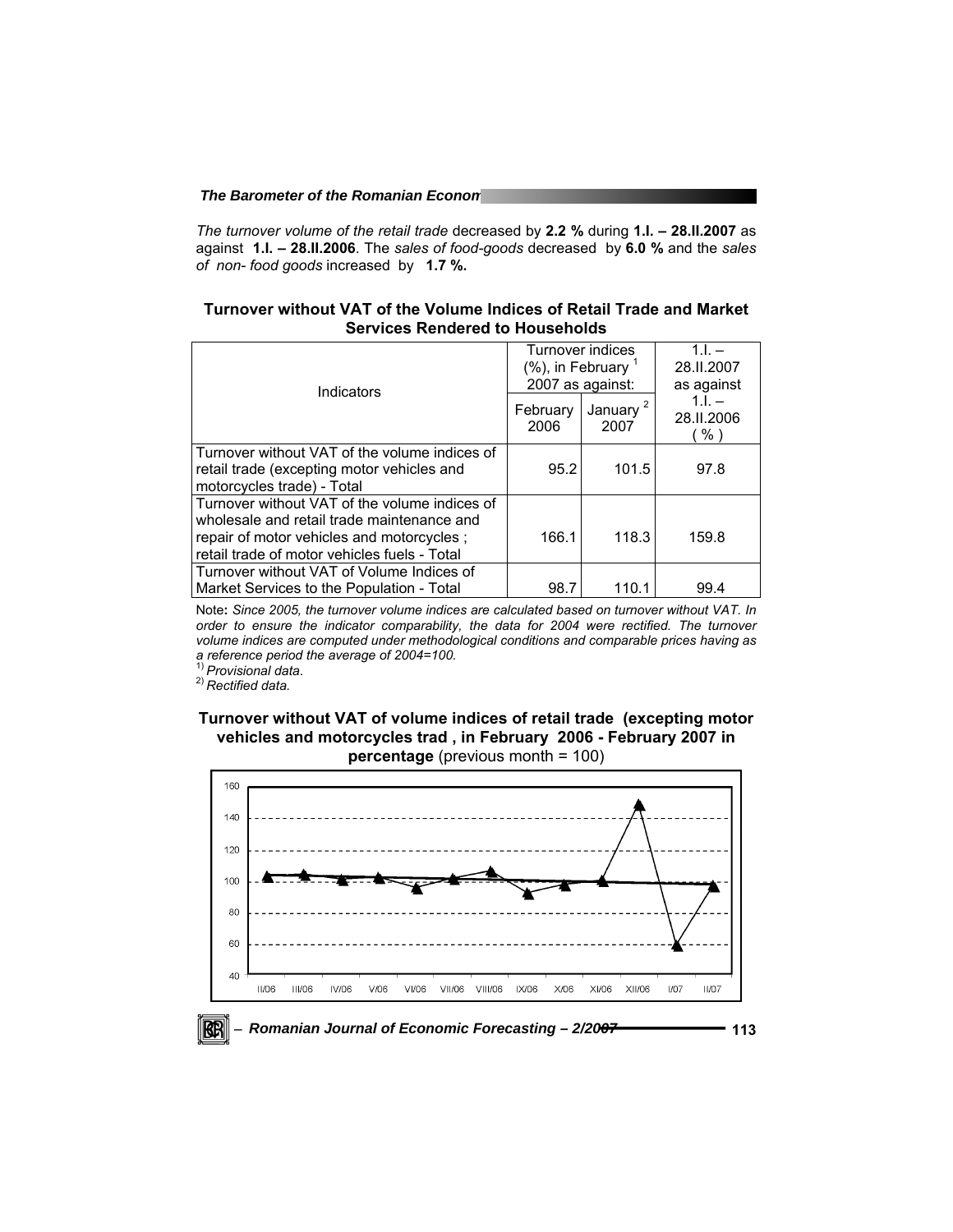*The turnover volume of the retail trade* decreased by **2.2 %** during **1.I. – 28.II.2007** as against **1.I. – 28.II.2006**. The *sales of food-goods* decreased by **6.0 %** and the *sales of non- food goods* increased by **1.7 %.**

## Turnover without VAT of the Volume Indices of Retail Trade and Market Services Rendered to Households

| Indicators | Turnover indices (%), in February [1] 2007 as against: | | 1.I. – 28.II.2007 as against 1.I. – 28.II.2006 ( % ) |
|---|---|---|---|
| | February 2006 | January [2] 2007 | |
| Turnover without VAT of the volume indices of retail trade (excepting motor vehicles and motorcycles trade) - Total | 95.2 | 101.5 | 97.8 |
| Turnover without VAT of the volume indices of wholesale and retail trade maintenance and repair of motor vehicles and motorcycles ; retail trade of motor vehicles fuels - Total | 166.1 | 118.3 | 159.8 |
| Turnover without VAT of Volume Indices of Market Services to the Population - Total | 98.7 | 110.1 | 99.4 |

Note**:** *Since 2005, the turnover volume indices are calculated based on turnover without VAT. In order to ensure the indicator comparability, the data for 2004 were rectified. The turnover volume indices are computed under methodological conditions and comparable prices having as a reference period the average of 2004=100.*

[1] *Provisional data*.

[2] *Rectified data.*

**Turnover without VAT of volume indices of retail trade (excepting motor vehicles and motorcycles trad , in February 2006 - February 2007 in percentage** (previous month = 100)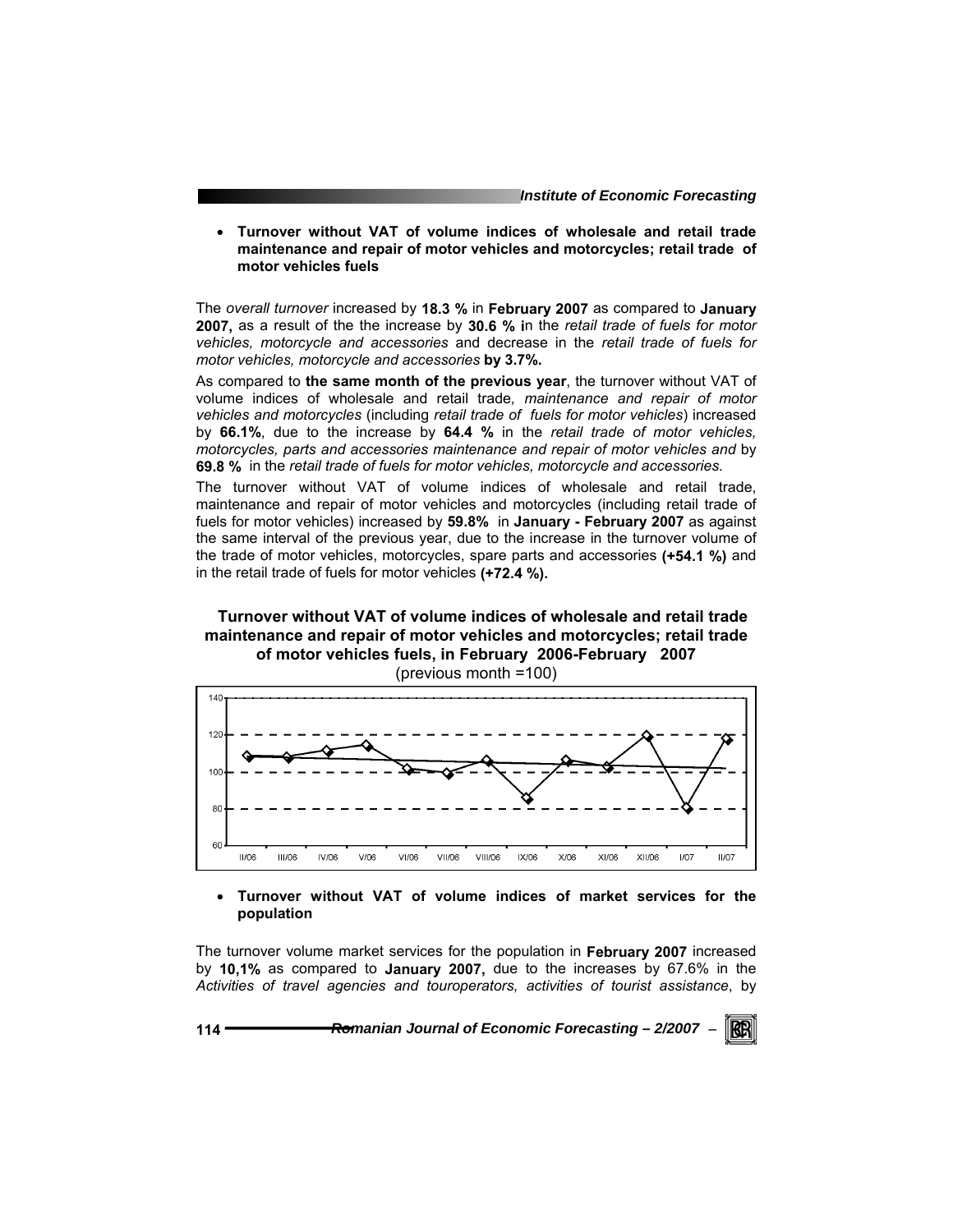- **Turnover without VAT of volume indices of wholesale and retail trade maintenance and repair of motor vehicles and motorcycles; retail trade of motor vehicles fuels**

The *overall turnover* increased by **18.3 %** in **February 2007** as compared to **January 2007,** as a result of the the increase by **30.6 % i**n the *retail trade of fuels for motor vehicles, motorcycle and accessories* and decrease in the *retail trade of fuels for motor vehicles, motorcycle and accessories* **by 3.7%.**

As compared to **the same month of the previous year**, the turnover without VAT of volume indices of wholesale and retail trade*, maintenance and repair of motor vehicles and motorcycles* (including *retail trade of fuels for motor vehicles*) increased by **66.1%**, due to the increase by **64.4 %** in the *retail trade of motor vehicles, motorcycles, parts and accessories maintenance and repair of motor vehicles and* by **69.8 %** in the *retail trade of fuels for motor vehicles, motorcycle and accessories.*

The turnover without VAT of volume indices of wholesale and retail trade, maintenance and repair of motor vehicles and motorcycles (including retail trade of fuels for motor vehicles) increased by **59.8%** in **January - February 2007** as against the same interval of the previous year, due to the increase in the turnover volume of the trade of motor vehicles, motorcycles, spare parts and accessories **(+54.1 %)** and in the retail trade of fuels for motor vehicles **(+72.4 %).**

**Turnover without VAT of volume indices of wholesale and retail trade maintenance and repair of motor vehicles and motorcycles; retail trade of motor vehicles fuels, in February 2006-February 2007**

(previous month =100)

- **Turnover without VAT of volume indices of market services for the population**

The turnover volume market services for the population in **February 2007** increased by **10,1%** as compared to **January 2007,** due to the increases by 67.6% in the *Activities of travel agencies and touroperators, activities of tourist assistance*, by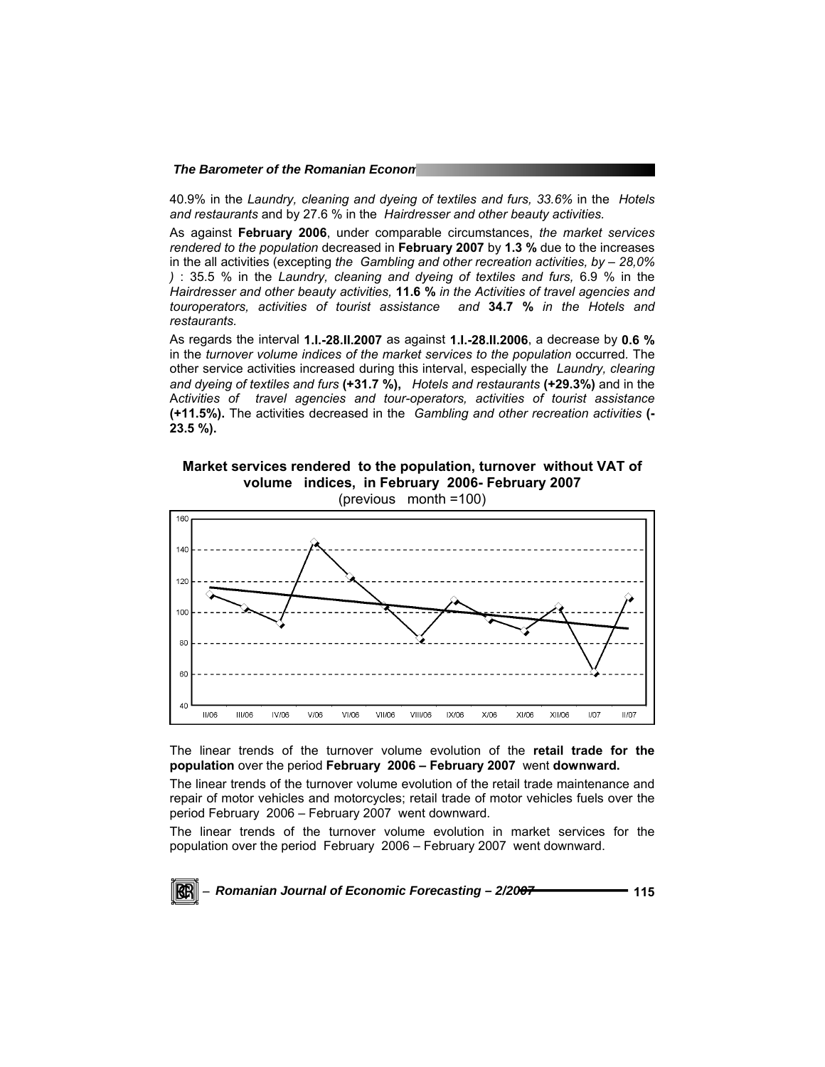40.9% in the *Laundry, cleaning and dyeing of textiles and furs, 33.6%* in the *Hotels and restaurants* and by 27.6 % in the *Hairdresser and other beauty activities.*

As against **February 2006**, under comparable circumstances, *the market services rendered to the population* decreased in **February 2007** by **1.3 %** due to the increases in the all activities (excepting *the Gambling and other recreation activities, by – 28,0% )* : 35.5 % in the *Laundry, cleaning and dyeing of textiles and furs,* 6.9 % in the *Hairdresser and other beauty activities,* **11.6 %** *in the Activities of travel agencies and touroperators, activities of tourist assistance and* **34.7 %** *in the Hotels and restaurants.*

As regards the interval **1.I.-28.II.2007** as against **1.I.-28.II.2006**, a decrease by **0.6 %** in the *turnover volume indices of the market services to the population* occurred. The other service activities increased during this interval, especially the *Laundry, clearing and dyeing of textiles and furs* **(+31.7 %),** *Hotels and restaurants* **(+29.3%)** and in the A*ctivities of travel agencies and tour-operators, activities of tourist assistance* **(+11.5%).** The activities decreased in the *Gambling and other recreation activities* **(-23.5 %).**

**Market services rendered to the population, turnover without VAT of volume indices, in February 2006- February 2007**
(previous month =100)

The linear trends of the turnover volume evolution of the **retail trade for the population** over the period **February 2006 – February 2007** went **downward.**

The linear trends of the turnover volume evolution of the retail trade maintenance and repair of motor vehicles and motorcycles; retail trade of motor vehicles fuels over the period February 2006 – February 2007 went downward.

The linear trends of the turnover volume evolution in market services for the population over the period February 2006 – February 2007 went downward.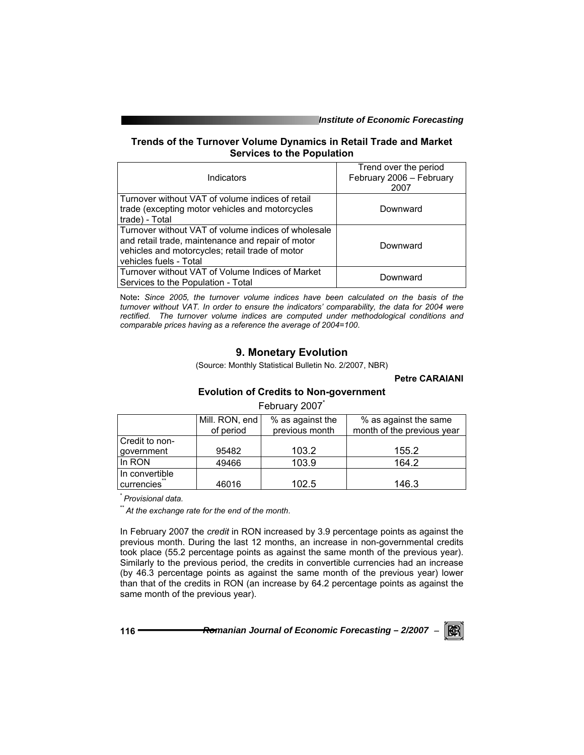### Trends of the Turnover Volume Dynamics in Retail Trade and Market Services to the Population

| Indicators | Trend over the period February 2006 – February 2007 |
|---|---|
| Turnover without VAT of volume indices of retail trade (excepting motor vehicles and motorcycles trade) - Total | Downward |
| Turnover without VAT of volume indices of wholesale and retail trade, maintenance and repair of motor vehicles and motorcycles; retail trade of motor vehicles fuels - Total | Downward |
| Turnover without VAT of Volume Indices of Market Services to the Population - Total | Downward |

Note**:** *Since 2005, the turnover volume indices have been calculated on the basis of the turnover without VAT. In order to ensure the indicators' comparability, the data for 2004 were rectified. The turnover volume indices are computed under methodological conditions and comparable prices having as a reference the average of 2004=100.*

## 9. Monetary Evolution

(Source: Monthly Statistical Bulletin No. 2/2007, NBR)

**Petre CARAIANI**

### Evolution of Credits to Non-government

February 2007*

| | Mill. RON, end of period | % as against the previous month | % as against the same month of the previous year |
|---|---|---|---|
| Credit to non-government | 95482 | 103.2 | 155.2 |
| In RON | 49466 | 103.9 | 164.2 |
| In convertible currencies** | 46016 | 102.5 | 146.3 |

\* *Provisional data.*

\*\* *At the exchange rate for the end of the month*.

In February 2007 the *credit* in RON increased by 3.9 percentage points as against the previous month. During the last 12 months, an increase in non-governmental credits took place (55.2 percentage points as against the same month of the previous year). Similarly to the previous period, the credits in convertible currencies had an increase (by 46.3 percentage points as against the same month of the previous year) lower than that of the credits in RON (an increase by 64.2 percentage points as against the same month of the previous year).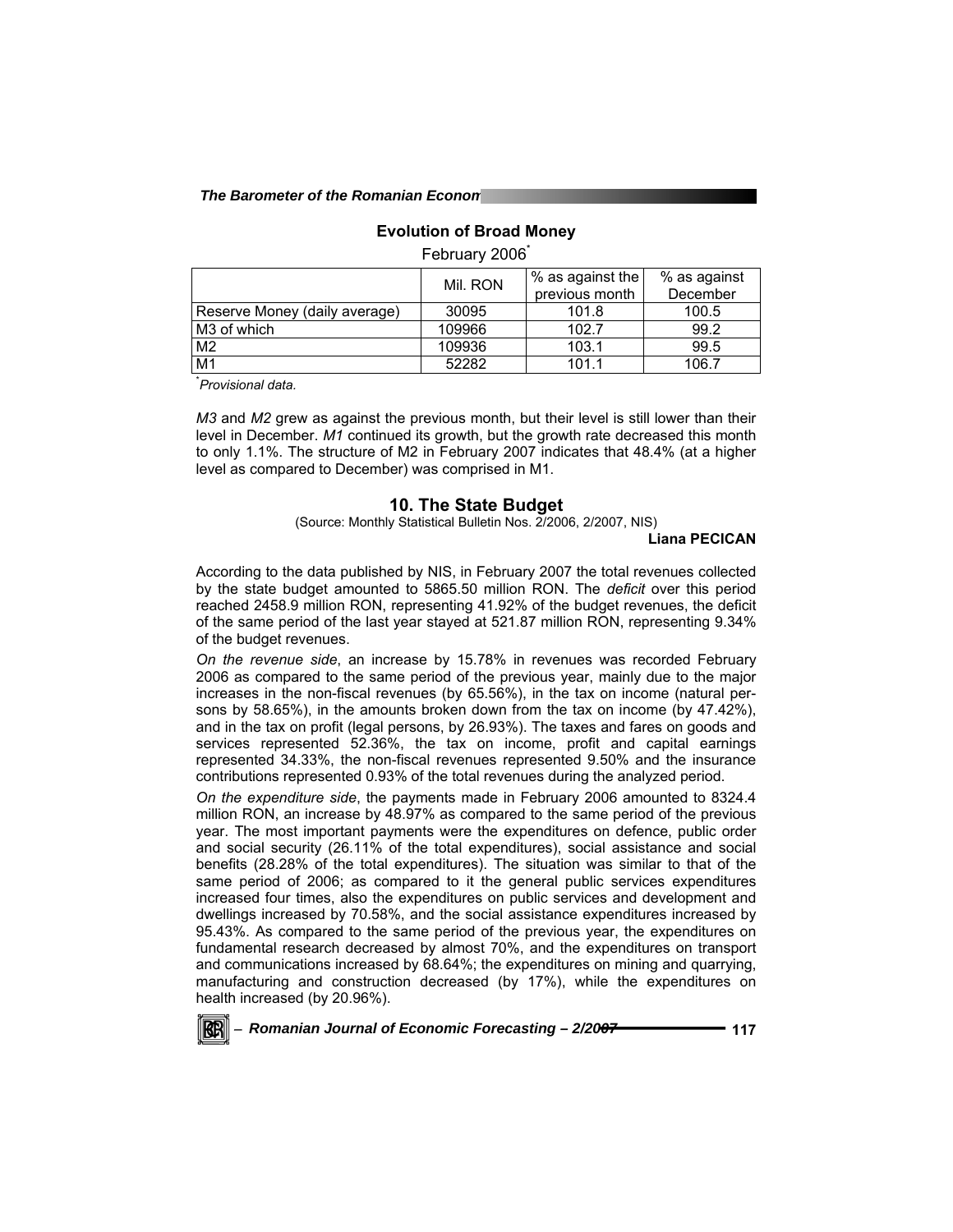### Evolution of Broad Money

February 2006*

| | Mil. RON | % as against the previous month | % as against December |
|---|---|---|---|
| Reserve Money (daily average) | 30095 | 101.8 | 100.5 |
| M3 of which | 109966 | 102.7 | 99.2 |
| M2 | 109936 | 103.1 | 99.5 |
| M1 | 52282 | 101.1 | 106.7 |

*Provisional data.*

*M3* and *M2* grew as against the previous month, but their level is still lower than their level in December. *M1* continued its growth, but the growth rate decreased this month to only 1.1%. The structure of M2 in February 2007 indicates that 48.4% (at a higher level as compared to December) was comprised in M1.

## 10. The State Budget

(Source: Monthly Statistical Bulletin Nos. 2/2006, 2/2007, NIS)

**Liana PECICAN**

According to the data published by NIS, in February 2007 the total revenues collected by the state budget amounted to 5865.50 million RON. The *deficit* over this period reached 2458.9 million RON, representing 41.92% of the budget revenues, the deficit of the same period of the last year stayed at 521.87 million RON, representing 9.34% of the budget revenues.

*On the revenue side*, an increase by 15.78% in revenues was recorded February 2006 as compared to the same period of the previous year, mainly due to the major increases in the non-fiscal revenues (by 65.56%), in the tax on income (natural persons by 58.65%), in the amounts broken down from the tax on income (by 47.42%), and in the tax on profit (legal persons, by 26.93%). The taxes and fares on goods and services represented 52.36%, the tax on income, profit and capital earnings represented 34.33%, the non-fiscal revenues represented 9.50% and the insurance contributions represented 0.93% of the total revenues during the analyzed period.

*On the expenditure side*, the payments made in February 2006 amounted to 8324.4 million RON, an increase by 48.97% as compared to the same period of the previous year. The most important payments were the expenditures on defence, public order and social security (26.11% of the total expenditures), social assistance and social benefits (28.28% of the total expenditures). The situation was similar to that of the same period of 2006; as compared to it the general public services expenditures increased four times, also the expenditures on public services and development and dwellings increased by 70.58%, and the social assistance expenditures increased by 95.43%. As compared to the same period of the previous year, the expenditures on fundamental research decreased by almost 70%, and the expenditures on transport and communications increased by 68.64%; the expenditures on mining and quarrying, manufacturing and construction decreased (by 17%), while the expenditures on health increased (by 20.96%).